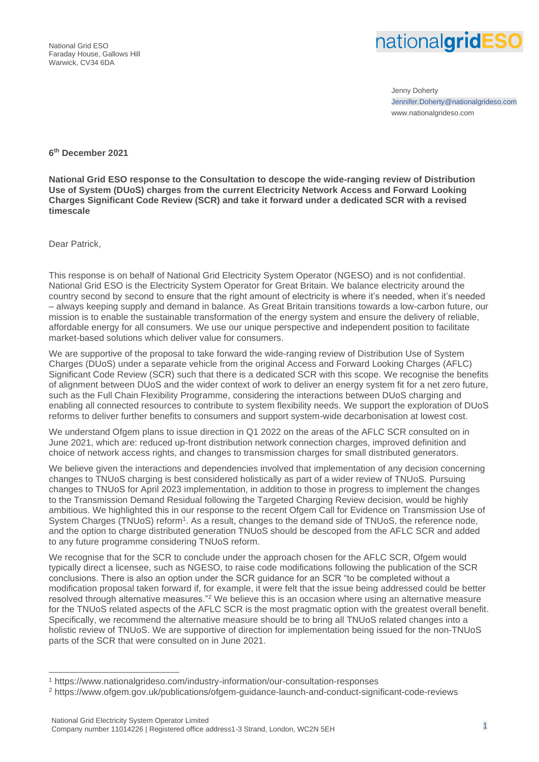National Grid ESO
Faraday House, Gallows Hill
Warwick, CV34 6DA

nationalgridESO

Jenny Doherty
Jennifer.Doherty@nationalgrideso.com
www.nationalgrideso.com

**6th December 2021**

**National Grid ESO response to the Consultation to descope the wide-ranging review of Distribution Use of System (DUoS) charges from the current Electricity Network Access and Forward Looking Charges Significant Code Review (SCR) and take it forward under a dedicated SCR with a revised timescale**

Dear Patrick,

This response is on behalf of National Grid Electricity System Operator (NGESO) and is not confidential. National Grid ESO is the Electricity System Operator for Great Britain. We balance electricity around the country second by second to ensure that the right amount of electricity is where it's needed, when it's needed – always keeping supply and demand in balance. As Great Britain transitions towards a low-carbon future, our mission is to enable the sustainable transformation of the energy system and ensure the delivery of reliable, affordable energy for all consumers. We use our unique perspective and independent position to facilitate market-based solutions which deliver value for consumers.

We are supportive of the proposal to take forward the wide-ranging review of Distribution Use of System Charges (DUoS) under a separate vehicle from the original Access and Forward Looking Charges (AFLC) Significant Code Review (SCR) such that there is a dedicated SCR with this scope. We recognise the benefits of alignment between DUoS and the wider context of work to deliver an energy system fit for a net zero future, such as the Full Chain Flexibility Programme, considering the interactions between DUoS charging and enabling all connected resources to contribute to system flexibility needs. We support the exploration of DUoS reforms to deliver further benefits to consumers and support system-wide decarbonisation at lowest cost.

We understand Ofgem plans to issue direction in Q1 2022 on the areas of the AFLC SCR consulted on in June 2021, which are: reduced up-front distribution network connection charges, improved definition and choice of network access rights, and changes to transmission charges for small distributed generators.

We believe given the interactions and dependencies involved that implementation of any decision concerning changes to TNUoS charging is best considered holistically as part of a wider review of TNUoS. Pursuing changes to TNUoS for April 2023 implementation, in addition to those in progress to implement the changes to the Transmission Demand Residual following the Targeted Charging Review decision, would be highly ambitious. We highlighted this in our response to the recent Ofgem Call for Evidence on Transmission Use of System Charges (TNUoS) reform[1]. As a result, changes to the demand side of TNUoS, the reference node, and the option to charge distributed generation TNUoS should be descoped from the AFLC SCR and added to any future programme considering TNUoS reform.

We recognise that for the SCR to conclude under the approach chosen for the AFLC SCR, Ofgem would typically direct a licensee, such as NGESO, to raise code modifications following the publication of the SCR conclusions. There is also an option under the SCR guidance for an SCR "to be completed without a modification proposal taken forward if, for example, it were felt that the issue being addressed could be better resolved through alternative measures."[2] We believe this is an occasion where using an alternative measure for the TNUoS related aspects of the AFLC SCR is the most pragmatic option with the greatest overall benefit. Specifically, we recommend the alternative measure should be to bring all TNUoS related changes into a holistic review of TNUoS. We are supportive of direction for implementation being issued for the non-TNUoS parts of the SCR that were consulted on in June 2021.

[1] https://www.nationalgrideso.com/industry-information/our-consultation-responses

[2] https://www.ofgem.gov.uk/publications/ofgem-guidance-launch-and-conduct-significant-code-reviews

National Grid Electricity System Operator Limited
Company number 11014226 | Registered office address1-3 Strand, London, WC2N 5EH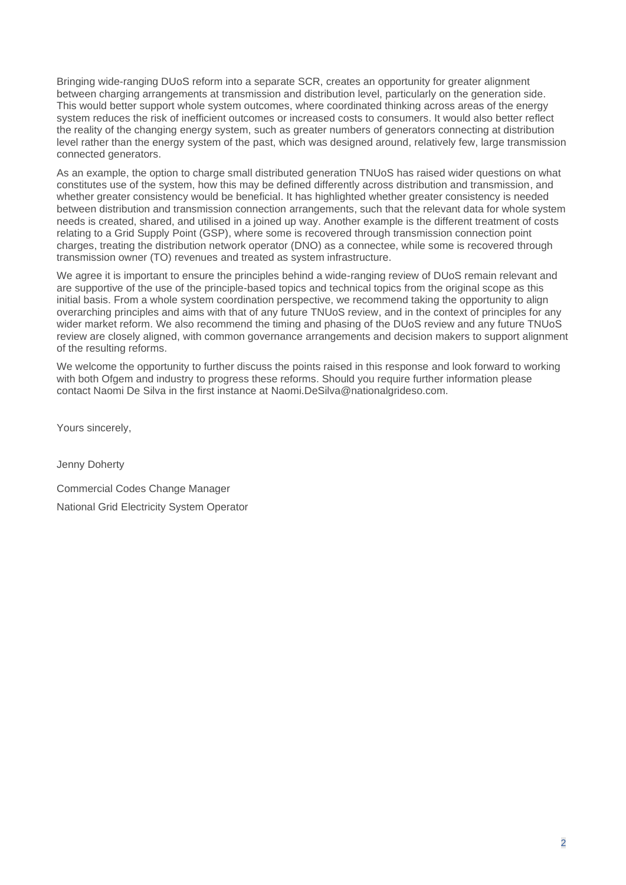Bringing wide-ranging DUoS reform into a separate SCR, creates an opportunity for greater alignment between charging arrangements at transmission and distribution level, particularly on the generation side. This would better support whole system outcomes, where coordinated thinking across areas of the energy system reduces the risk of inefficient outcomes or increased costs to consumers. It would also better reflect the reality of the changing energy system, such as greater numbers of generators connecting at distribution level rather than the energy system of the past, which was designed around, relatively few, large transmission connected generators.

As an example, the option to charge small distributed generation TNUoS has raised wider questions on what constitutes use of the system, how this may be defined differently across distribution and transmission, and whether greater consistency would be beneficial. It has highlighted whether greater consistency is needed between distribution and transmission connection arrangements, such that the relevant data for whole system needs is created, shared, and utilised in a joined up way. Another example is the different treatment of costs relating to a Grid Supply Point (GSP), where some is recovered through transmission connection point charges, treating the distribution network operator (DNO) as a connectee, while some is recovered through transmission owner (TO) revenues and treated as system infrastructure.

We agree it is important to ensure the principles behind a wide-ranging review of DUoS remain relevant and are supportive of the use of the principle-based topics and technical topics from the original scope as this initial basis. From a whole system coordination perspective, we recommend taking the opportunity to align overarching principles and aims with that of any future TNUoS review, and in the context of principles for any wider market reform. We also recommend the timing and phasing of the DUoS review and any future TNUoS review are closely aligned, with common governance arrangements and decision makers to support alignment of the resulting reforms.

We welcome the opportunity to further discuss the points raised in this response and look forward to working with both Ofgem and industry to progress these reforms. Should you require further information please contact Naomi De Silva in the first instance at Naomi.DeSilva@nationalgrideso.com.

Yours sincerely,

Jenny Doherty

Commercial Codes Change Manager

National Grid Electricity System Operator